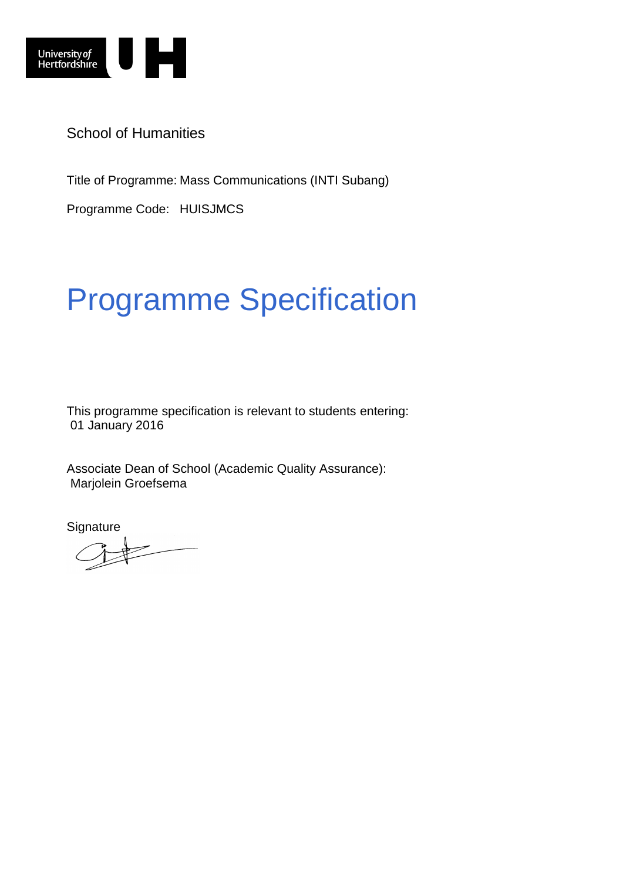University of Hertfordshire UH

School of Humanities

Title of Programme: Mass Communications (INTI Subang)

Programme Code: HUISJMCS

# Programme Specification

This programme specification is relevant to students entering:
01 January 2016

Associate Dean of School (Academic Quality Assurance):
Marjolein Groefsema

Signature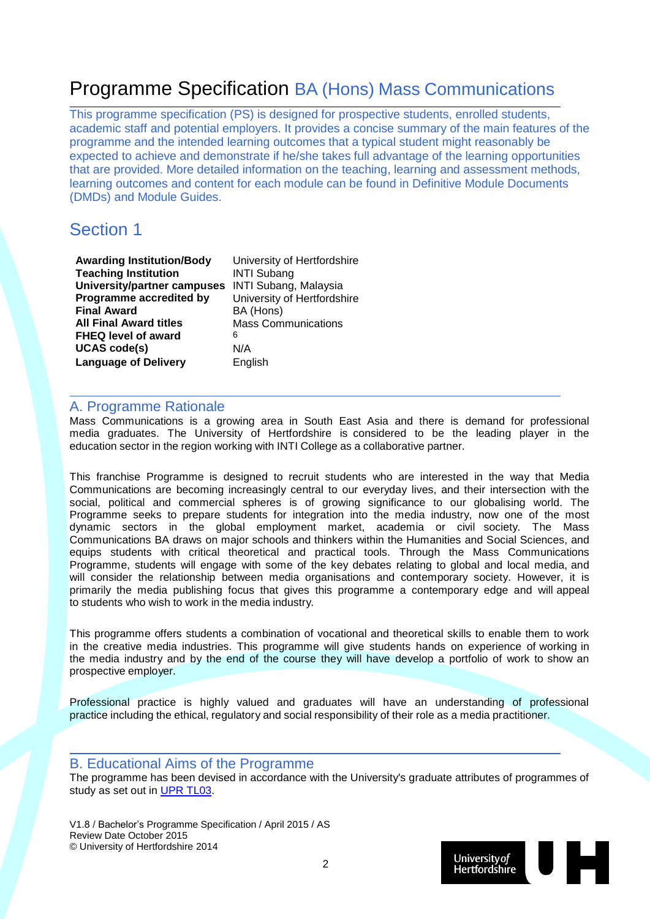# Programme Specification BA (Hons) Mass Communications

This programme specification (PS) is designed for prospective students, enrolled students, academic staff and potential employers. It provides a concise summary of the main features of the programme and the intended learning outcomes that a typical student might reasonably be expected to achieve and demonstrate if he/she takes full advantage of the learning opportunities that are provided. More detailed information on the teaching, learning and assessment methods, learning outcomes and content for each module can be found in Definitive Module Documents (DMDs) and Module Guides.

## Section 1

| | |
|---|---|
| **Awarding Institution/Body** | University of Hertfordshire |
| **Teaching Institution** | INTI Subang |
| **University/partner campuses** | INTI Subang, Malaysia |
| **Programme accredited by** | University of Hertfordshire |
| **Final Award** | BA (Hons) |
| **All Final Award titles** | Mass Communications |
| **FHEQ level of award** | 6 |
| **UCAS code(s)** | N/A |
| **Language of Delivery** | English |

### A. Programme Rationale

Mass Communications is a growing area in South East Asia and there is demand for professional media graduates. The University of Hertfordshire is considered to be the leading player in the education sector in the region working with INTI College as a collaborative partner.

This franchise Programme is designed to recruit students who are interested in the way that Media Communications are becoming increasingly central to our everyday lives, and their intersection with the social, political and commercial spheres is of growing significance to our globalising world. The Programme seeks to prepare students for integration into the media industry, now one of the most dynamic sectors in the global employment market, academia or civil society. The Mass Communications BA draws on major schools and thinkers within the Humanities and Social Sciences, and equips students with critical theoretical and practical tools. Through the Mass Communications Programme, students will engage with some of the key debates relating to global and local media, and will consider the relationship between media organisations and contemporary society. However, it is primarily the media publishing focus that gives this programme a contemporary edge and will appeal to students who wish to work in the media industry.

This programme offers students a combination of vocational and theoretical skills to enable them to work in the creative media industries. This programme will give students hands on experience of working in the media industry and by the end of the course they will have develop a portfolio of work to show an prospective employer.

Professional practice is highly valued and graduates will have an understanding of professional practice including the ethical, regulatory and social responsibility of their role as a media practitioner.

### B. Educational Aims of the Programme

The programme has been devised in accordance with the University's graduate attributes of programmes of study as set out in UPR TL03.

V1.8 / Bachelor's Programme Specification / April 2015 / AS
Review Date October 2015
© University of Hertfordshire 2014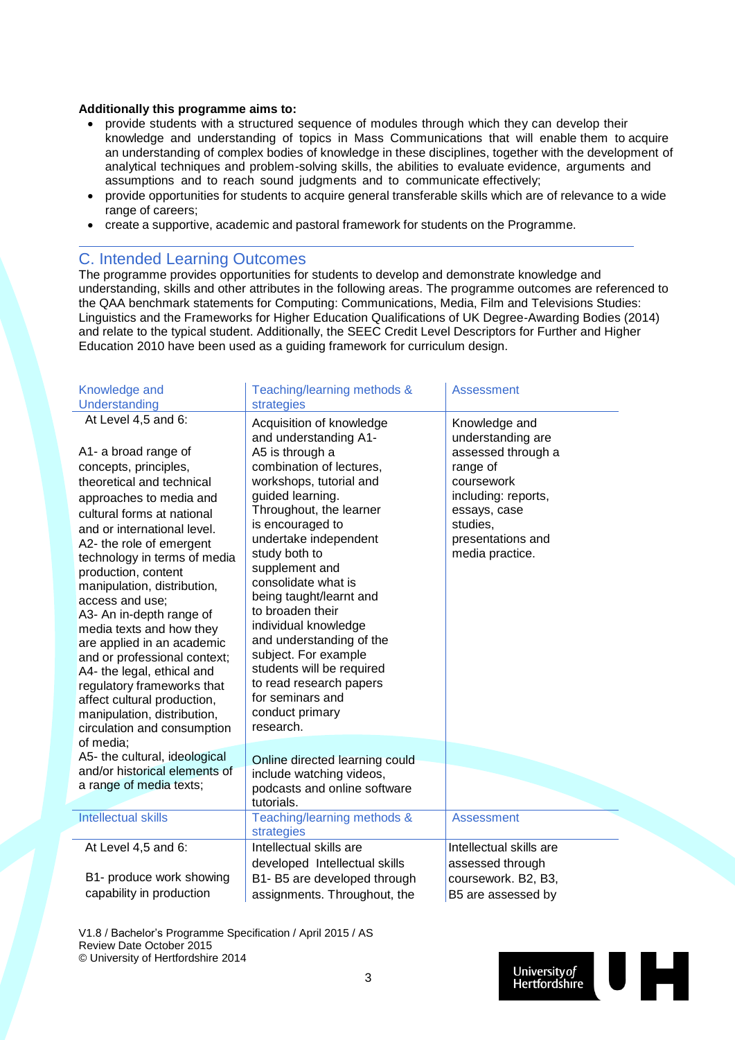**Additionally this programme aims to:**

- provide students with a structured sequence of modules through which they can develop their knowledge and understanding of topics in Mass Communications that will enable them to acquire an understanding of complex bodies of knowledge in these disciplines, together with the development of analytical techniques and problem-solving skills, the abilities to evaluate evidence, arguments and assumptions and to reach sound judgments and to communicate effectively;
- provide opportunities for students to acquire general transferable skills which are of relevance to a wide range of careers;
- create a supportive, academic and pastoral framework for students on the Programme.

## C. Intended Learning Outcomes

The programme provides opportunities for students to develop and demonstrate knowledge and understanding, skills and other attributes in the following areas. The programme outcomes are referenced to the QAA benchmark statements for Computing: Communications, Media, Film and Televisions Studies: Linguistics and the Frameworks for Higher Education Qualifications of UK Degree-Awarding Bodies (2014) and relate to the typical student. Additionally, the SEEC Credit Level Descriptors for Further and Higher Education 2010 have been used as a guiding framework for curriculum design.

| Knowledge and Understanding | Teaching/learning methods & strategies | Assessment |
|---|---|---|
| At Level 4,5 and 6:<br><br>A1- a broad range of concepts, principles, theoretical and technical approaches to media and cultural forms at national and or international level.<br>A2- the role of emergent technology in terms of media production, content manipulation, distribution, access and use;<br>A3- An in-depth range of media texts and how they are applied in an academic and or professional context;<br>A4- the legal, ethical and regulatory frameworks that affect cultural production, manipulation, distribution, circulation and consumption of media;<br>A5- the cultural, ideological and/or historical elements of a range of media texts; | Acquisition of knowledge and understanding A1-A5 is through a combination of lectures, workshops, tutorial and guided learning. Throughout, the learner is encouraged to undertake independent study both to supplement and consolidate what is being taught/learnt and to broaden their individual knowledge and understanding of the subject. For example students will be required to read research papers for seminars and conduct primary research.<br><br>Online directed learning could include watching videos, podcasts and online software tutorials. | Knowledge and understanding are assessed through a range of coursework including: reports, essays, case studies, presentations and media practice. |
| **Intellectual skills** | **Teaching/learning methods & strategies** | **Assessment** |
| At Level 4,5 and 6:<br><br>B1- produce work showing capability in production | Intellectual skills are developed Intellectual skills B1- B5 are developed through assignments. Throughout, the | Intellectual skills are assessed through coursework. B2, B3, B5 are assessed by |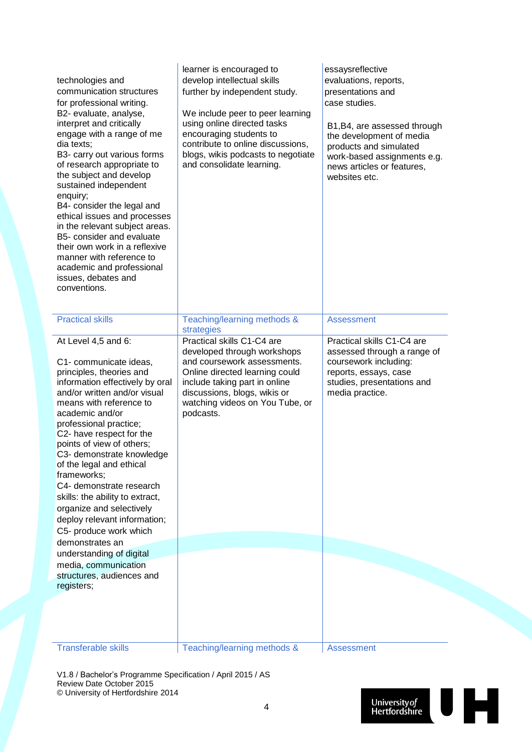| | | |
|---|---|---|
| technologies and communication structures for professional writing.<br>B2- evaluate, analyse, interpret and critically engage with a range of me dia texts;<br>B3- carry out various forms of research appropriate to the subject and develop sustained independent enquiry;<br>B4- consider the legal and ethical issues and processes in the relevant subject areas.<br>B5- consider and evaluate their own work in a reflexive manner with reference to academic and professional issues, debates and conventions. | learner is encouraged to develop intellectual skills further by independent study.<br><br>We include peer to peer learning using online directed tasks encouraging students to contribute to online discussions, blogs, wikis podcasts to negotiate and consolidate learning. | essaysreflective evaluations, reports, presentations and case studies.<br><br>B1,B4, are assessed through the development of media products and simulated work-based assignments e.g. news articles or features, websites etc. |

| Practical skills | Teaching/learning methods & strategies | Assessment |
|---|---|---|
| At Level 4,5 and 6:<br><br>C1- communicate ideas, principles, theories and information effectively by oral and/or written and/or visual means with reference to academic and/or professional practice;<br>C2- have respect for the points of view of others;<br>C3- demonstrate knowledge of the legal and ethical frameworks;<br>C4- demonstrate research skills: the ability to extract, organize and selectively deploy relevant information;<br>C5- produce work which demonstrates an understanding of digital media, communication structures, audiences and registers; | Practical skills C1-C4 are developed through workshops and coursework assessments. Online directed learning could include taking part in online discussions, blogs, wikis or watching videos on You Tube, or podcasts. | Practical skills C1-C4 are assessed through a range of coursework including: reports, essays, case studies, presentations and media practice. |

| Transferable skills | Teaching/learning methods & | Assessment |
|---|---|---|

V1.8 / Bachelor's Programme Specification / April 2015 / AS
Review Date October 2015
© University of Hertfordshire 2014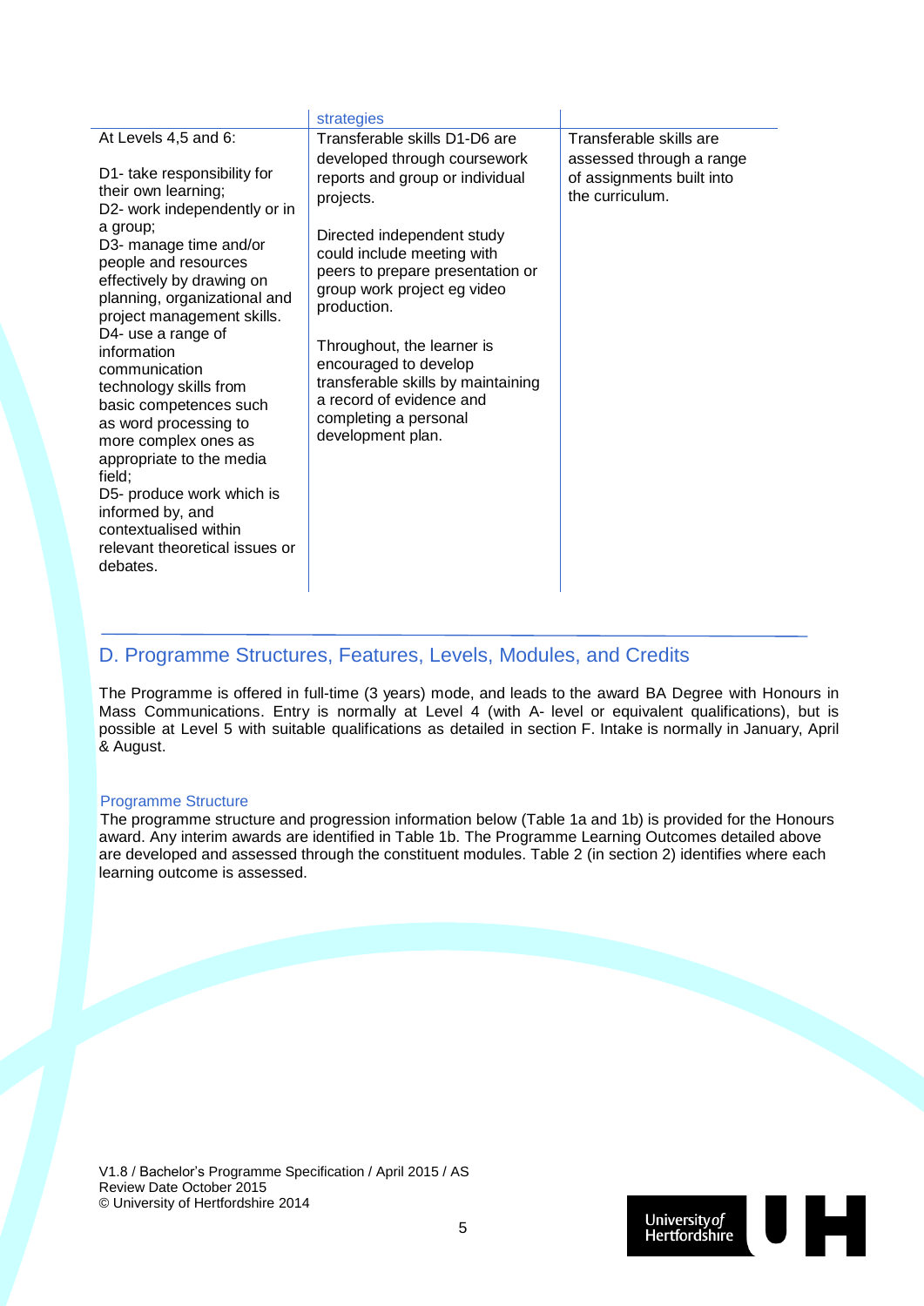| | strategies | |
|---|---|---|
| At Levels 4,5 and 6:<br><br>D1- take responsibility for their own learning;<br>D2- work independently or in a group;<br>D3- manage time and/or people and resources effectively by drawing on planning, organizational and project management skills.<br>D4- use a range of information communication technology skills from basic competences such as word processing to more complex ones as appropriate to the media field;<br>D5- produce work which is informed by, and contextualised within relevant theoretical issues or debates. | Transferable skills D1-D6 are developed through coursework reports and group or individual projects.<br><br>Directed independent study could include meeting with peers to prepare presentation or group work project eg video production.<br><br>Throughout, the learner is encouraged to develop transferable skills by maintaining a record of evidence and completing a personal development plan. | Transferable skills are assessed through a range of assignments built into the curriculum. |

## D. Programme Structures, Features, Levels, Modules, and Credits

The Programme is offered in full-time (3 years) mode, and leads to the award BA Degree with Honours in Mass Communications. Entry is normally at Level 4 (with A- level or equivalent qualifications), but is possible at Level 5 with suitable qualifications as detailed in section F. Intake is normally in January, April & August.

### Programme Structure

The programme structure and progression information below (Table 1a and 1b) is provided for the Honours award. Any interim awards are identified in Table 1b. The Programme Learning Outcomes detailed above are developed and assessed through the constituent modules. Table 2 (in section 2) identifies where each learning outcome is assessed.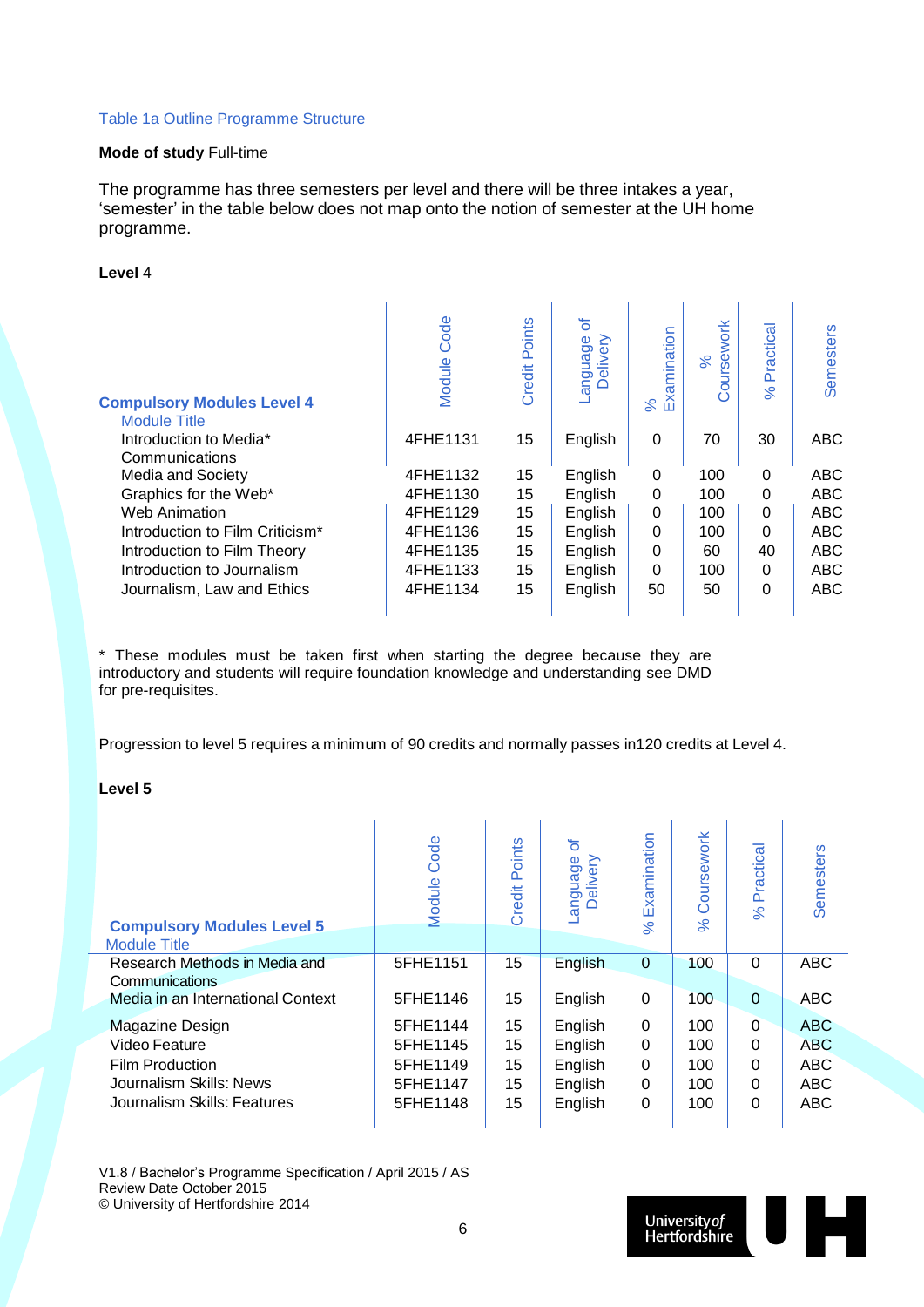Table 1a Outline Programme Structure

**Mode of study** Full-time

The programme has three semesters per level and there will be three intakes a year, 'semester' in the table below does not map onto the notion of semester at the UH home programme.

**Level** 4

| **Compulsory Modules Level 4** Module Title | Module Code | Credit Points | Language of Delivery | % Examination | % Coursework | % Practical | Semesters |
|---|---|---|---|---|---|---|---|
| Introduction to Media* Communications | 4FHE1131 | 15 | English | 0 | 70 | 30 | ABC |
| Media and Society | 4FHE1132 | 15 | English | 0 | 100 | 0 | ABC |
| Graphics for the Web* | 4FHE1130 | 15 | English | 0 | 100 | 0 | ABC |
| Web Animation | 4FHE1129 | 15 | English | 0 | 100 | 0 | ABC |
| Introduction to Film Criticism* | 4FHE1136 | 15 | English | 0 | 100 | 0 | ABC |
| Introduction to Film Theory | 4FHE1135 | 15 | English | 0 | 60 | 40 | ABC |
| Introduction to Journalism | 4FHE1133 | 15 | English | 0 | 100 | 0 | ABC |
| Journalism, Law and Ethics | 4FHE1134 | 15 | English | 50 | 50 | 0 | ABC |

* These modules must be taken first when starting the degree because they are introductory and students will require foundation knowledge and understanding see DMD for pre-requisites.

Progression to level 5 requires a minimum of 90 credits and normally passes in120 credits at Level 4.

**Level 5**

| **Compulsory Modules Level 5** Module Title | Module Code | Credit Points | Language of Delivery | % Examination | % Coursework | % Practical | Semesters |
|---|---|---|---|---|---|---|---|
| Research Methods in Media and Communications | 5FHE1151 | 15 | English | 0 | 100 | 0 | ABC |
| Media in an International Context | 5FHE1146 | 15 | English | 0 | 100 | 0 | ABC |
| Magazine Design | 5FHE1144 | 15 | English | 0 | 100 | 0 | ABC |
| Video Feature | 5FHE1145 | 15 | English | 0 | 100 | 0 | ABC |
| Film Production | 5FHE1149 | 15 | English | 0 | 100 | 0 | ABC |
| Journalism Skills: News | 5FHE1147 | 15 | English | 0 | 100 | 0 | ABC |
| Journalism Skills: Features | 5FHE1148 | 15 | English | 0 | 100 | 0 | ABC |

V1.8 / Bachelor's Programme Specification / April 2015 / AS
Review Date October 2015
© University of Hertfordshire 2014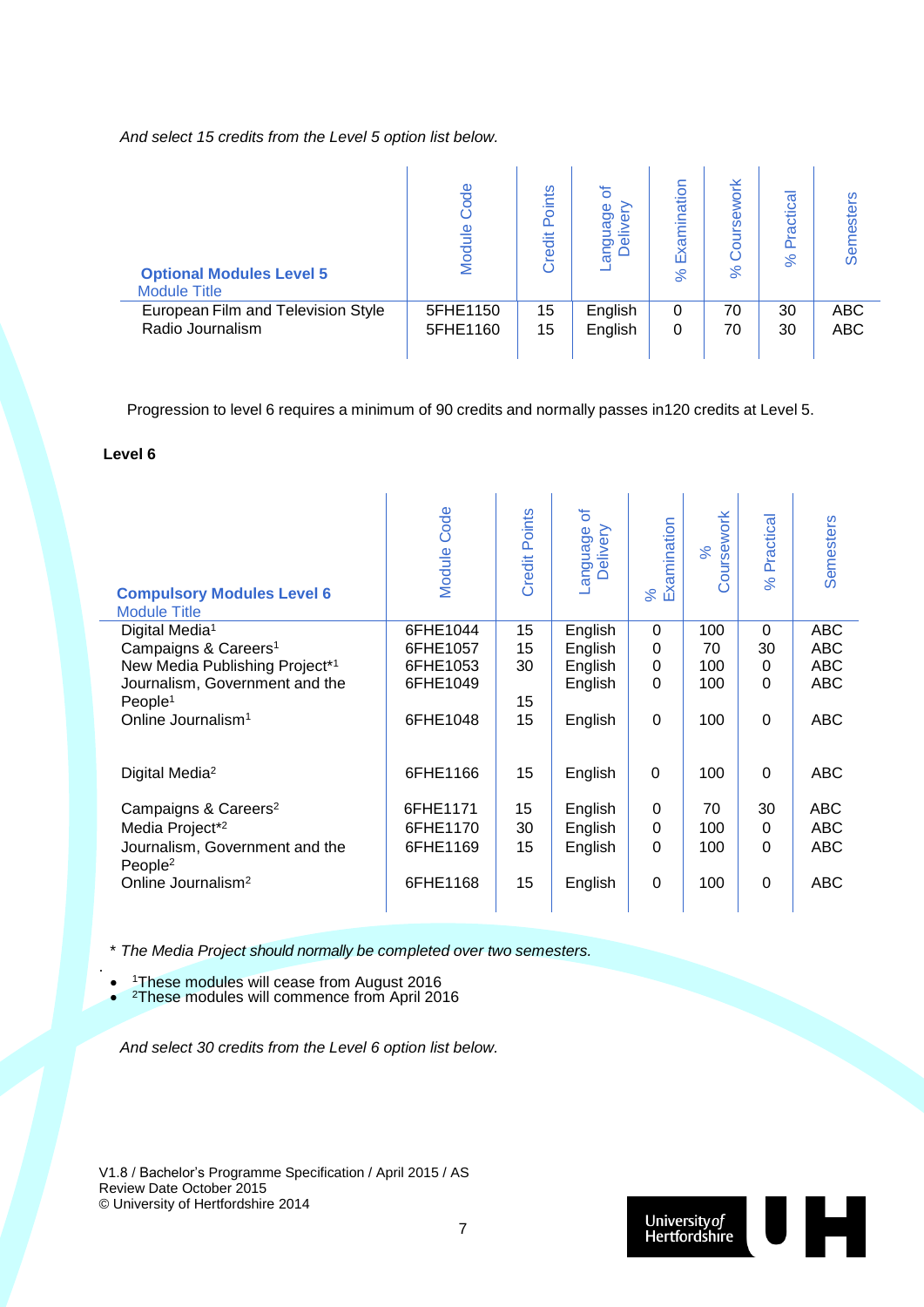*And select 15 credits from the Level 5 option list below.*

| **Optional Modules Level 5** Module Title | Module Code | Credit Points | Language of Delivery | % Examination | % Coursework | % Practical | Semesters |
|---|---|---|---|---|---|---|---|
| European Film and Television Style | 5FHE1150 | 15 | English | 0 | 70 | 30 | ABC |
| Radio Journalism | 5FHE1160 | 15 | English | 0 | 70 | 30 | ABC |

Progression to level 6 requires a minimum of 90 credits and normally passes in120 credits at Level 5.

**Level 6**

| **Compulsory Modules Level 6** Module Title | Module Code | Credit Points | Language of Delivery | % Examination | % Coursework | % Practical | Semesters |
|---|---|---|---|---|---|---|---|
| Digital Media[1] | 6FHE1044 | 15 | English | 0 | 100 | 0 | ABC |
| Campaigns & Careers[1] | 6FHE1057 | 15 | English | 0 | 70 | 30 | ABC |
| New Media Publishing Project*[1] | 6FHE1053 | 30 | English | 0 | 100 | 0 | ABC |
| Journalism, Government and the People[1] | 6FHE1049 | 15 | English | 0 | 100 | 0 | ABC |
| Online Journalism[1] | 6FHE1048 | 15 | English | 0 | 100 | 0 | ABC |
| Digital Media[2] | 6FHE1166 | 15 | English | 0 | 100 | 0 | ABC |
| Campaigns & Careers[2] | 6FHE1171 | 15 | English | 0 | 70 | 30 | ABC |
| Media Project*[2] | 6FHE1170 | 30 | English | 0 | 100 | 0 | ABC |
| Journalism, Government and the People[2] | 6FHE1169 | 15 | English | 0 | 100 | 0 | ABC |
| Online Journalism[2] | 6FHE1168 | 15 | English | 0 | 100 | 0 | ABC |

\* *The Media Project should normally be completed over two semesters.*

- [1]These modules will cease from August 2016
- [2]These modules will commence from April 2016

*And select 30 credits from the Level 6 option list below.*

V1.8 / Bachelor's Programme Specification / April 2015 / AS
Review Date October 2015
© University of Hertfordshire 2014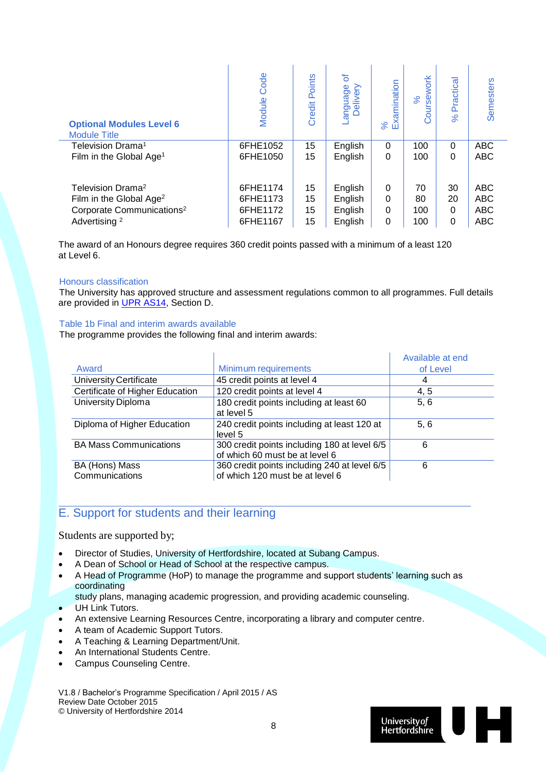| **Optional Modules Level 6**<br>Module Title | Module Code | Credit Points | Language of Delivery | % Examination | % Coursework | % Practical | Semesters |
|---|---|---|---|---|---|---|---|
| Television Drama[1] | 6FHE1052 | 15 | English | 0 | 100 | 0 | ABC |
| Film in the Global Age[1] | 6FHE1050 | 15 | English | 0 | 100 | 0 | ABC |
| | | | | | | | |
| Television Drama[2] | 6FHE1174 | 15 | English | 0 | 70 | 30 | ABC |
| Film in the Global Age[2] | 6FHE1173 | 15 | English | 0 | 80 | 20 | ABC |
| Corporate Communications[2] | 6FHE1172 | 15 | English | 0 | 100 | 0 | ABC |
| Advertising [2] | 6FHE1167 | 15 | English | 0 | 100 | 0 | ABC |

The award of an Honours degree requires 360 credit points passed with a minimum of a least 120 at Level 6.

Honours classification

The University has approved structure and assessment regulations common to all programmes. Full details are provided in UPR AS14, Section D.

Table 1b Final and interim awards available

The programme provides the following final and interim awards:

| Award | Minimum requirements | Available at end of Level |
|---|---|---|
| University Certificate | 45 credit points at level 4 | 4 |
| Certificate of Higher Education | 120 credit points at level 4 | 4, 5 |
| University Diploma | 180 credit points including at least 60 at level 5 | 5, 6 |
| Diploma of Higher Education | 240 credit points including at least 120 at level 5 | 5, 6 |
| BA Mass Communications | 300 credit points including 180 at level 6/5 of which 60 must be at level 6 | 6 |
| BA (Hons) Mass Communications | 360 credit points including 240 at level 6/5 of which 120 must be at level 6 | 6 |

## E. Support for students and their learning

Students are supported by;

- Director of Studies, University of Hertfordshire, located at Subang Campus.
- A Dean of School or Head of School at the respective campus.
- A Head of Programme (HoP) to manage the programme and support students' learning such as coordinating
  study plans, managing academic progression, and providing academic counseling.
- UH Link Tutors.
- An extensive Learning Resources Centre, incorporating a library and computer centre.
- A team of Academic Support Tutors.
- A Teaching & Learning Department/Unit.
- An International Students Centre.
- Campus Counseling Centre.

V1.8 / Bachelor's Programme Specification / April 2015 / AS
Review Date October 2015
© University of Hertfordshire 2014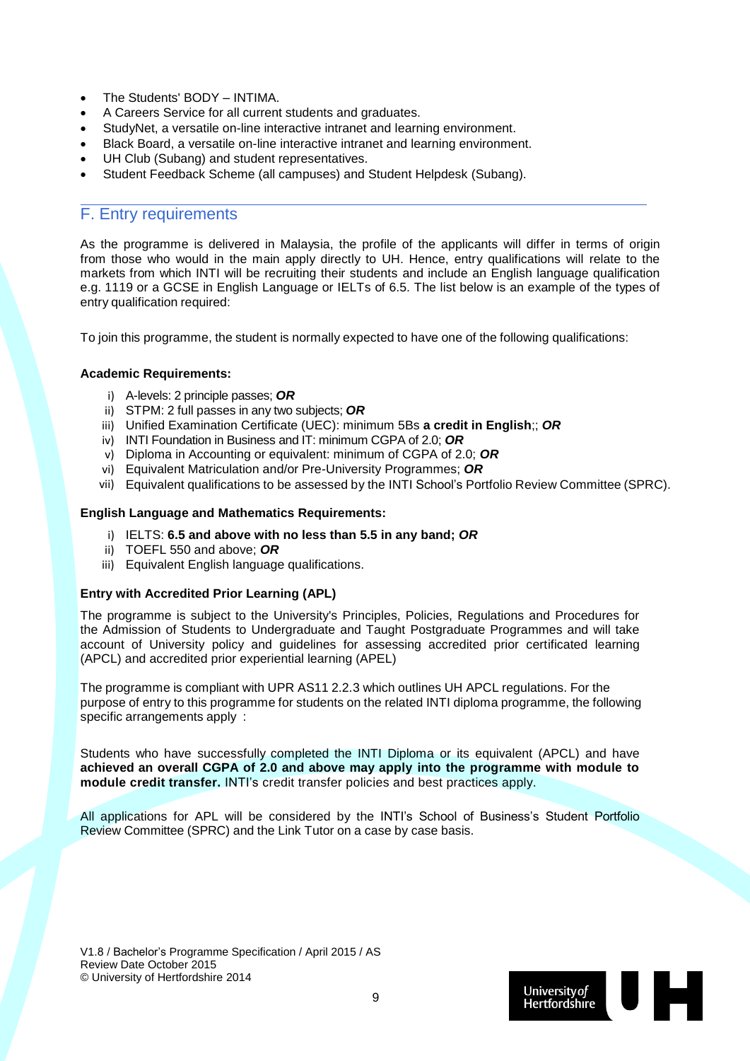- The Students' BODY – INTIMA.
- A Careers Service for all current students and graduates.
- StudyNet, a versatile on-line interactive intranet and learning environment.
- Black Board, a versatile on-line interactive intranet and learning environment.
- UH Club (Subang) and student representatives.
- Student Feedback Scheme (all campuses) and Student Helpdesk (Subang).

## F. Entry requirements

As the programme is delivered in Malaysia, the profile of the applicants will differ in terms of origin from those who would in the main apply directly to UH. Hence, entry qualifications will relate to the markets from which INTI will be recruiting their students and include an English language qualification e.g. 1119 or a GCSE in English Language or IELTs of 6.5. The list below is an example of the types of entry qualification required:

To join this programme, the student is normally expected to have one of the following qualifications:

**Academic Requirements:**

i) A-levels: 2 principle passes; ***OR***
ii) STPM: 2 full passes in any two subjects; ***OR***
iii) Unified Examination Certificate (UEC): minimum 5Bs **a credit in English**;; ***OR***
iv) INTI Foundation in Business and IT: minimum CGPA of 2.0; ***OR***
v) Diploma in Accounting or equivalent: minimum of CGPA of 2.0; ***OR***
vi) Equivalent Matriculation and/or Pre-University Programmes; ***OR***
vii) Equivalent qualifications to be assessed by the INTI School's Portfolio Review Committee (SPRC).

**English Language and Mathematics Requirements:**

i) IELTS: **6.5 and above with no less than 5.5 in any band; *OR***
ii) TOEFL 550 and above; ***OR***
iii) Equivalent English language qualifications.

**Entry with Accredited Prior Learning (APL)**

The programme is subject to the University's Principles, Policies, Regulations and Procedures for the Admission of Students to Undergraduate and Taught Postgraduate Programmes and will take account of University policy and guidelines for assessing accredited prior certificated learning (APCL) and accredited prior experiential learning (APEL)

The programme is compliant with UPR AS11 2.2.3 which outlines UH APCL regulations. For the purpose of entry to this programme for students on the related INTI diploma programme, the following specific arrangements apply :

Students who have successfully completed the INTI Diploma or its equivalent (APCL) and have **achieved an overall CGPA of 2.0 and above may apply into the programme with module to module credit transfer.** INTI's credit transfer policies and best practices apply.

All applications for APL will be considered by the INTI's School of Business's Student Portfolio Review Committee (SPRC) and the Link Tutor on a case by case basis.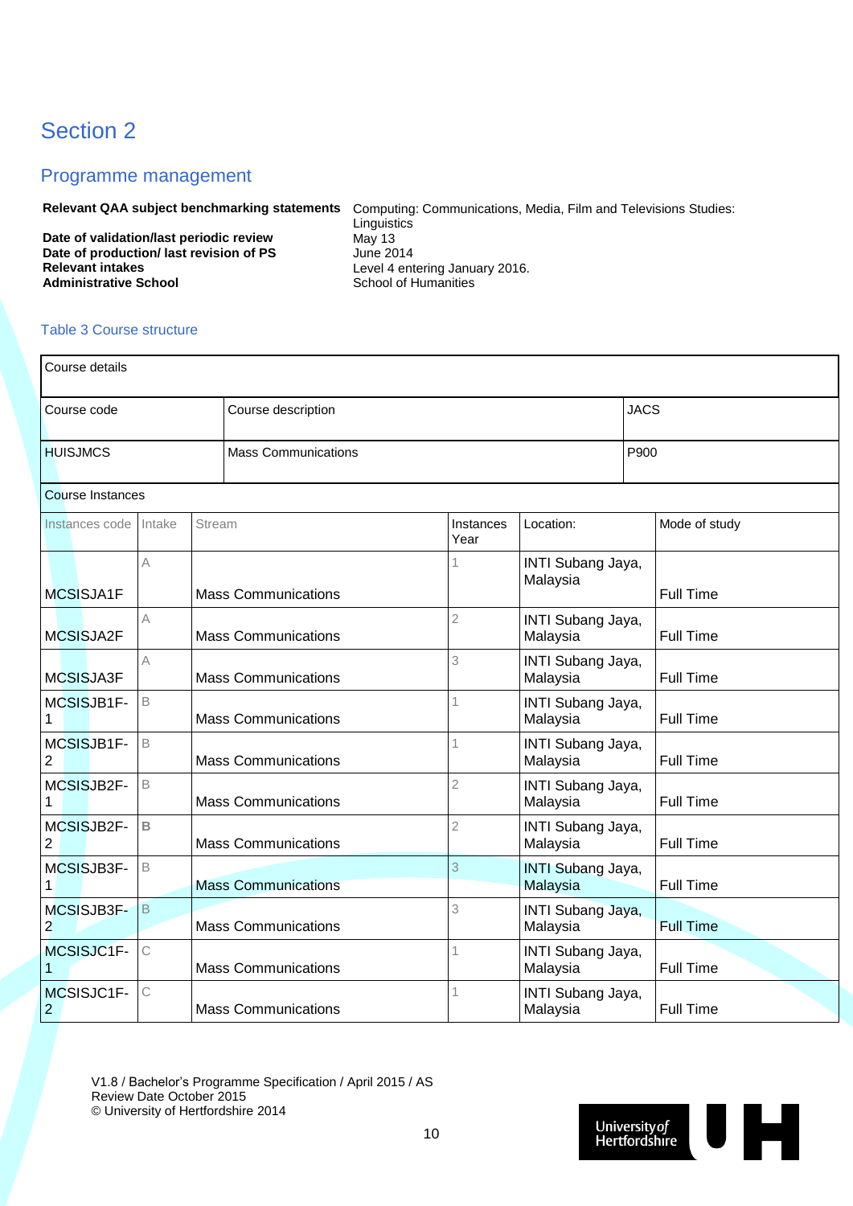# Section 2

## Programme management

| | |
|---|---|
| **Relevant QAA subject benchmarking statements** | Computing: Communications, Media, Film and Televisions Studies: Linguistics |
| **Date of validation/last periodic review** | May 13 |
| **Date of production/ last revision of PS** | June 2014 |
| **Relevant intakes** | Level 4 entering January 2016. |
| **Administrative School** | School of Humanities |

Table 3 Course structure

| Course details | | | | | |
|---|---|---|---|---|---|
| Course code | Course description | | | JACS | |
| HUISJMCS | Mass Communications | | | P900 | |
| Course Instances | | | | | |
| Instances code | Intake | Stream | Instances Year | Location: | Mode of study |
| MCSISJA1F | A | Mass Communications | 1 | INTI Subang Jaya, Malaysia | Full Time |
| MCSISJA2F | A | Mass Communications | 2 | INTI Subang Jaya, Malaysia | Full Time |
| MCSISJA3F | A | Mass Communications | 3 | INTI Subang Jaya, Malaysia | Full Time |
| MCSISJB1F-1 | B | Mass Communications | 1 | INTI Subang Jaya, Malaysia | Full Time |
| MCSISJB1F-2 | B | Mass Communications | 1 | INTI Subang Jaya, Malaysia | Full Time |
| MCSISJB2F-1 | B | Mass Communications | 2 | INTI Subang Jaya, Malaysia | Full Time |
| MCSISJB2F-2 | B | Mass Communications | 2 | INTI Subang Jaya, Malaysia | Full Time |
| MCSISJB3F-1 | B | Mass Communications | 3 | INTI Subang Jaya, Malaysia | Full Time |
| MCSISJB3F-2 | B | Mass Communications | 3 | INTI Subang Jaya, Malaysia | Full Time |
| MCSISJC1F-1 | C | Mass Communications | 1 | INTI Subang Jaya, Malaysia | Full Time |
| MCSISJC1F-2 | C | Mass Communications | 1 | INTI Subang Jaya, Malaysia | Full Time |

V1.8 / Bachelor's Programme Specification / April 2015 / AS
Review Date October 2015
© University of Hertfordshire 2014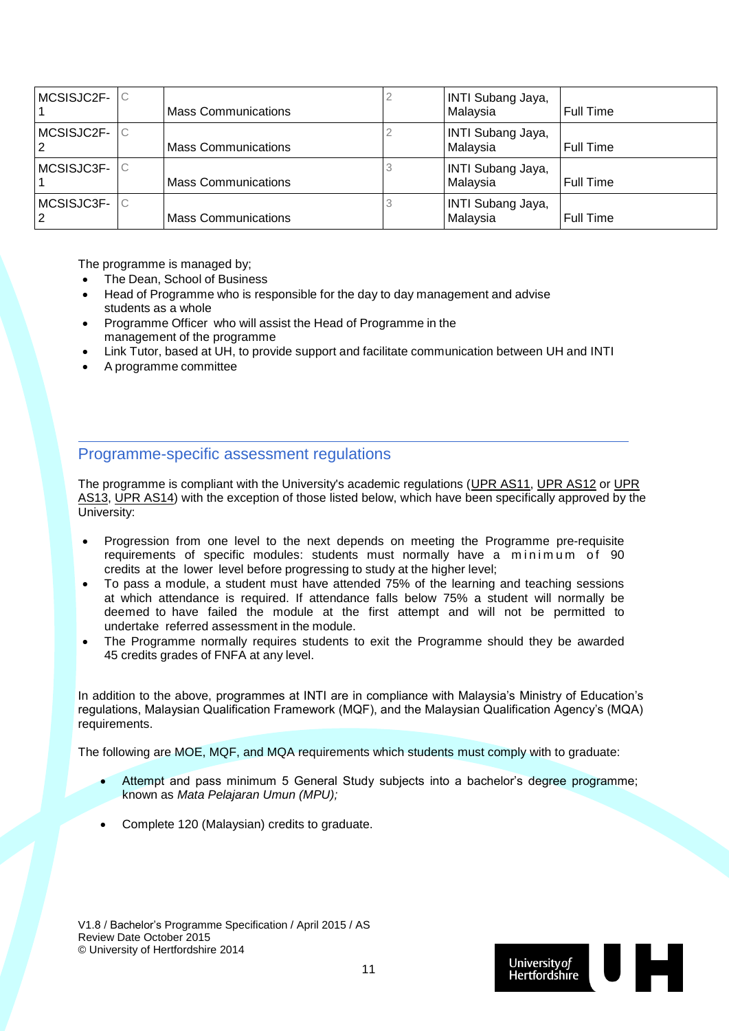| MCSISJC2F-1 | C | Mass Communications | 2 | INTI Subang Jaya, Malaysia | Full Time |
|---|---|---|---|---|---|
| MCSISJC2F-2 | C | Mass Communications | 2 | INTI Subang Jaya, Malaysia | Full Time |
| MCSISJC3F-1 | C | Mass Communications | 3 | INTI Subang Jaya, Malaysia | Full Time |
| MCSISJC3F-2 | C | Mass Communications | 3 | INTI Subang Jaya, Malaysia | Full Time |

The programme is managed by;

- The Dean, School of Business
- Head of Programme who is responsible for the day to day management and advise students as a whole
- Programme Officer who will assist the Head of Programme in the management of the programme
- Link Tutor, based at UH, to provide support and facilitate communication between UH and INTI
- A programme committee

## Programme-specific assessment regulations

The programme is compliant with the University's academic regulations (UPR AS11, UPR AS12 or UPR AS13, UPR AS14) with the exception of those listed below, which have been specifically approved by the University:

- Progression from one level to the next depends on meeting the Programme pre-requisite requirements of specific modules: students must normally have a minimum of 90 credits at the lower level before progressing to study at the higher level;
- To pass a module, a student must have attended 75% of the learning and teaching sessions at which attendance is required. If attendance falls below 75% a student will normally be deemed to have failed the module at the first attempt and will not be permitted to undertake referred assessment in the module.
- The Programme normally requires students to exit the Programme should they be awarded 45 credits grades of FNFA at any level.

In addition to the above, programmes at INTI are in compliance with Malaysia's Ministry of Education's regulations, Malaysian Qualification Framework (MQF), and the Malaysian Qualification Agency's (MQA) requirements.

The following are MOE, MQF, and MQA requirements which students must comply with to graduate:

- Attempt and pass minimum 5 General Study subjects into a bachelor's degree programme; known as *Mata Pelajaran Umun (MPU);*
- Complete 120 (Malaysian) credits to graduate.

V1.8 / Bachelor's Programme Specification / April 2015 / AS
Review Date October 2015
© University of Hertfordshire 2014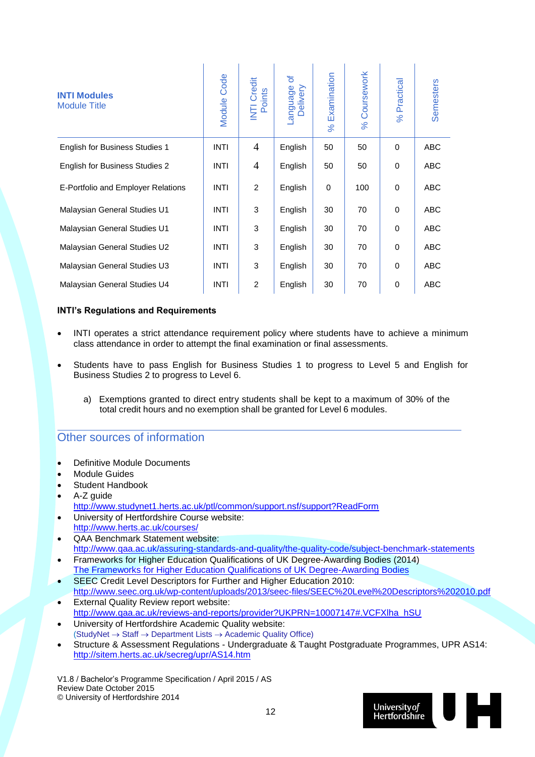| **INTI Modules** Module Title | Module Code | INTI Credit Points | Language of Delivery | % Examination | % Coursework | % Practical | Semesters |
|---|---|---|---|---|---|---|---|
| English for Business Studies 1 | INTI | 4 | English | 50 | 50 | 0 | ABC |
| English for Business Studies 2 | INTI | 4 | English | 50 | 50 | 0 | ABC |
| E-Portfolio and Employer Relations | INTI | 2 | English | 0 | 100 | 0 | ABC |
| Malaysian General Studies U1 | INTI | 3 | English | 30 | 70 | 0 | ABC |
| Malaysian General Studies U1 | INTI | 3 | English | 30 | 70 | 0 | ABC |
| Malaysian General Studies U2 | INTI | 3 | English | 30 | 70 | 0 | ABC |
| Malaysian General Studies U3 | INTI | 3 | English | 30 | 70 | 0 | ABC |
| Malaysian General Studies U4 | INTI | 2 | English | 30 | 70 | 0 | ABC |

**INTI's Regulations and Requirements**

- INTI operates a strict attendance requirement policy where students have to achieve a minimum class attendance in order to attempt the final examination or final assessments.
- Students have to pass English for Business Studies 1 to progress to Level 5 and English for Business Studies 2 to progress to Level 6.

  a) Exemptions granted to direct entry students shall be kept to a maximum of 30% of the total credit hours and no exemption shall be granted for Level 6 modules.

## Other sources of information

- Definitive Module Documents
- Module Guides
- Student Handbook
- A-Z guide
  http://www.studynet1.herts.ac.uk/ptl/common/support.nsf/support?ReadForm
- University of Hertfordshire Course website:
  http://www.herts.ac.uk/courses/
- QAA Benchmark Statement website:
  http://www.qaa.ac.uk/assuring-standards-and-quality/the-quality-code/subject-benchmark-statements
- Frameworks for Higher Education Qualifications of UK Degree-Awarding Bodies (2014)
  The Frameworks for Higher Education Qualifications of UK Degree-Awarding Bodies
- SEEC Credit Level Descriptors for Further and Higher Education 2010:
  http://www.seec.org.uk/wp-content/uploads/2013/seec-files/SEEC%20Level%20Descriptors%202010.pdf
- External Quality Review report website:
  http://www.qaa.ac.uk/reviews-and-reports/provider?UKPRN=10007147#.VCFXlha_hSU
- University of Hertfordshire Academic Quality website:
  (StudyNet → Staff → Department Lists → Academic Quality Office)
- Structure & Assessment Regulations - Undergraduate & Taught Postgraduate Programmes, UPR AS14:
  http://sitem.herts.ac.uk/secreg/upr/AS14.htm

V1.8 / Bachelor's Programme Specification / April 2015 / AS
Review Date October 2015
© University of Hertfordshire 2014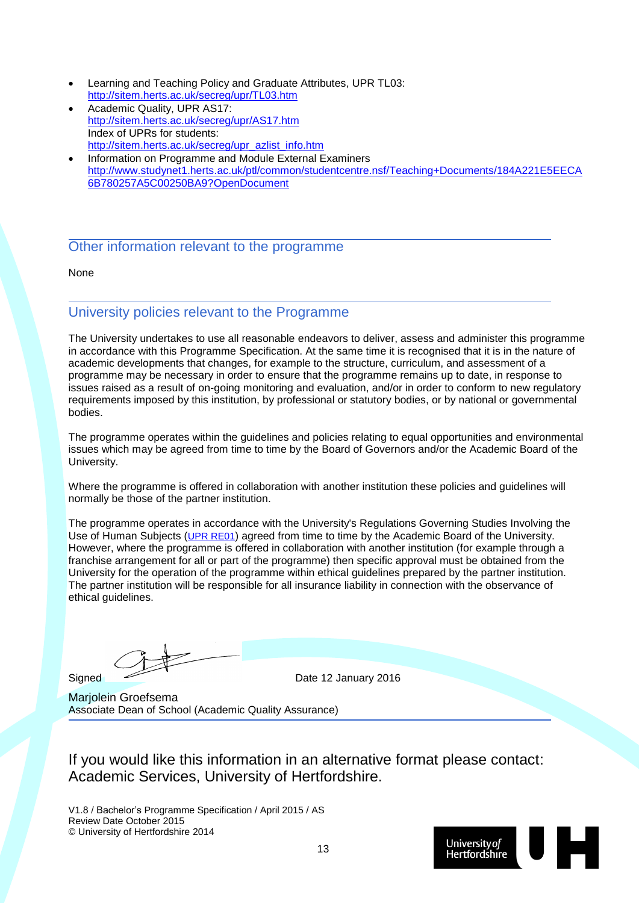- Learning and Teaching Policy and Graduate Attributes, UPR TL03: http://sitem.herts.ac.uk/secreg/upr/TL03.htm
- Academic Quality, UPR AS17: http://sitem.herts.ac.uk/secreg/upr/AS17.htm
  Index of UPRs for students: http://sitem.herts.ac.uk/secreg/upr_azlist_info.htm
- Information on Programme and Module External Examiners http://www.studynet1.herts.ac.uk/ptl/common/studentcentre.nsf/Teaching+Documents/184A221E5EECA6B780257A5C00250BA9?OpenDocument

## Other information relevant to the programme

None

## University policies relevant to the Programme

The University undertakes to use all reasonable endeavors to deliver, assess and administer this programme in accordance with this Programme Specification. At the same time it is recognised that it is in the nature of academic developments that changes, for example to the structure, curriculum, and assessment of a programme may be necessary in order to ensure that the programme remains up to date, in response to issues raised as a result of on-going monitoring and evaluation, and/or in order to conform to new regulatory requirements imposed by this institution, by professional or statutory bodies, or by national or governmental bodies.

The programme operates within the guidelines and policies relating to equal opportunities and environmental issues which may be agreed from time to time by the Board of Governors and/or the Academic Board of the University.

Where the programme is offered in collaboration with another institution these policies and guidelines will normally be those of the partner institution.

The programme operates in accordance with the University's Regulations Governing Studies Involving the Use of Human Subjects (UPR RE01) agreed from time to time by the Academic Board of the University. However, where the programme is offered in collaboration with another institution (for example through a franchise arrangement for all or part of the programme) then specific approval must be obtained from the University for the operation of the programme within ethical guidelines prepared by the partner institution. The partner institution will be responsible for all insurance liability in connection with the observance of ethical guidelines.

Signed Date 12 January 2016

Marjolein Groefsema
Associate Dean of School (Academic Quality Assurance)

If you would like this information in an alternative format please contact: Academic Services, University of Hertfordshire.

V1.8 / Bachelor's Programme Specification / April 2015 / AS
Review Date October 2015
© University of Hertfordshire 2014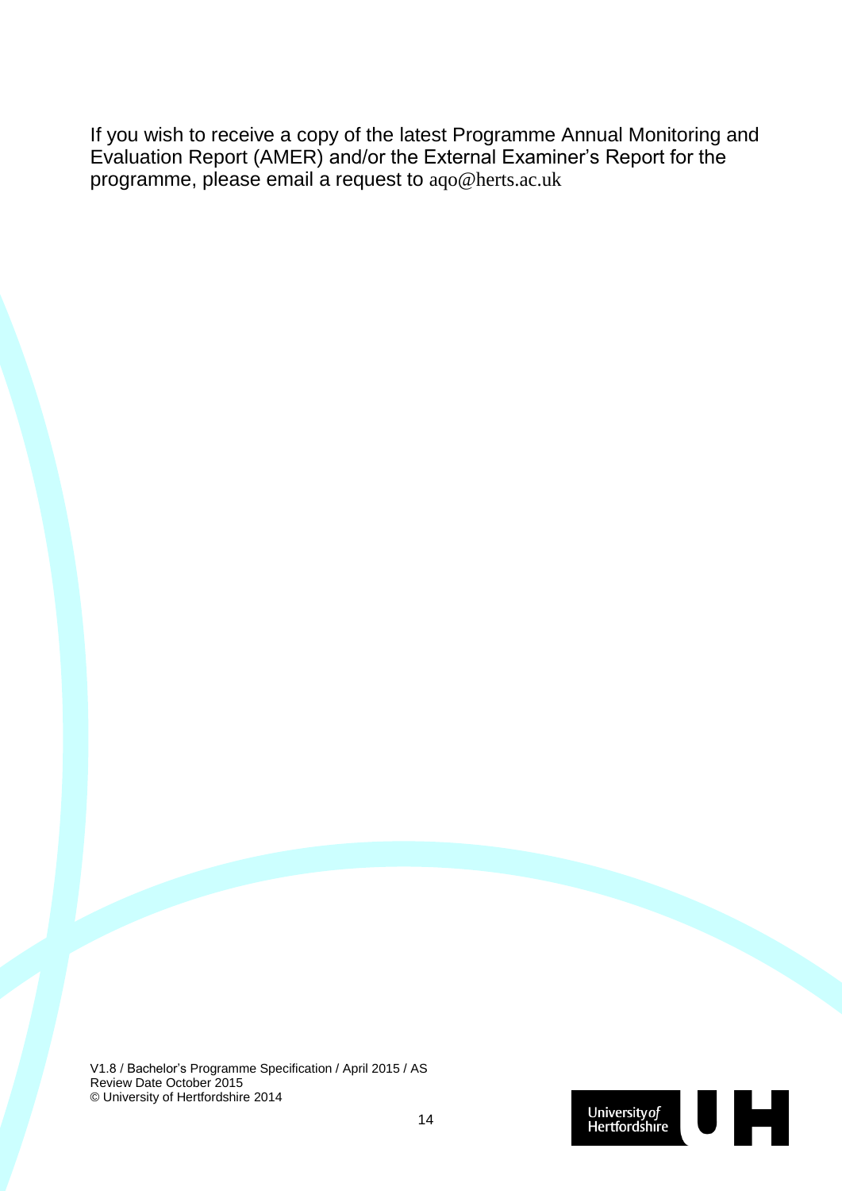If you wish to receive a copy of the latest Programme Annual Monitoring and Evaluation Report (AMER) and/or the External Examiner's Report for the programme, please email a request to aqo@herts.ac.uk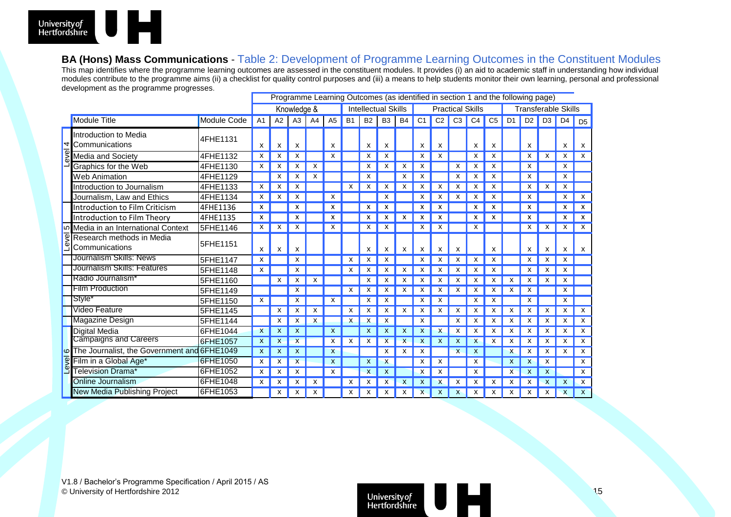## **BA (Hons) Mass Communications** - Table 2: Development of Programme Learning Outcomes in the Constituent Modules

This map identifies where the programme learning outcomes are assessed in the constituent modules. It provides (i) an aid to academic staff in understanding how individual modules contribute to the programme aims (ii) a checklist for quality control purposes and (iii) a means to help students monitor their own learning, personal and professional development as the programme progresses.

| | | | Programme Learning Outcomes (as identified in section 1 and the following page) | | | | | | | | | | | | | | | | | | |
|---|---|---|---|---|---|---|---|---|---|---|---|---|---|---|---|---|---|---|---|---|---|
| | | | Knowledge & | | | | | Intellectual Skills | | | | Practical Skills | | | | | Transferable Skills | | | | |
| | Module Title | Module Code | A1 | A2 | A3 | A4 | A5 | B1 | B2 | B3 | B4 | C1 | C2 | C3 | C4 | C5 | D1 | D2 | D3 | D4 | D5 |
| Level 4 | Introduction to Media Communications | 4FHE1131 | x | x | x | | x | | x | x | | x | x | | x | x | | x | | x | x |
| | Media and Society | 4FHE1132 | x | x | x | | x | | x | x | | x | x | | x | x | | x | x | x | x |
| | Graphics for the Web | 4FHE1130 | x | x | x | x | | | x | x | x | x | | x | x | x | | x | | x | |
| | Web Animation | 4FHE1129 | | x | x | x | | | x | | x | x | | x | x | x | | x | | x | |
| | Introduction to Journalism | 4FHE1133 | x | x | x | | | x | x | x | x | x | x | x | x | x | | x | x | x | |
| | Journalism, Law and Ethics | 4FHE1134 | x | x | x | | x | | | x | | x | x | x | x | x | | x | | x | x |
| | Introduction to Film Criticism | 4FHE1136 | x | | x | | x | | x | x | | x | x | | x | x | | x | | x | x |
| | Introduction to Film Theory | 4FHE1135 | x | | x | | x | | x | x | x | x | x | | x | x | | x | | x | x |
| Level 5 | Media in an International Context | 5FHE1146 | x | x | x | | x | | x | x | | x | x | | x | | | x | x | x | x |
| | Research methods in Media Communications | 5FHE1151 | x | x | x | | | | x | x | x | x | x | x | | x | | x | x | x | x |
| | Journalism Skills: News | 5FHE1147 | x | | x | | | x | x | x | | x | x | x | x | x | | x | x | x | |
| | Journalism Skills: Features | 5FHE1148 | x | | x | | | x | x | x | x | x | x | x | x | x | | x | x | x | |
| | Radio Journalism* | 5FHE1160 | | x | x | x | | | x | x | x | x | x | x | x | x | x | x | x | x | |
| | Film Production | 5FHE1149 | | | x | | | x | x | x | x | x | x | x | x | x | x | x | | x | |
| | Style* | 5FHE1150 | x | | x | | x | | x | x | | x | x | | x | x | | x | | x | |
| | Video Feature | 5FHE1145 | | x | x | x | | x | x | x | x | x | x | x | x | x | x | x | x | x | x |
| | Magazine Design | 5FHE1144 | | x | x | x | | x | x | x | | x | | x | x | x | x | x | x | x | x |
| Level 6 | Digital Media | 6FHE1044 | x | x | x | | x | | x | x | x | x | x | x | x | x | x | x | x | x | x |
| | Campaigns and Careers | 6FHE1057 | x | x | x | | x | x | x | x | x | x | x | x | x | x | x | x | x | x | x |
| | The Journalist, the Government and | 6FHE1049 | x | x | x | | x | | | x | x | x | | x | x | | x | x | x | x | x |
| | Film in a Global Age* | 6FHE1050 | x | x | x | | x | | x | x | | x | x | | x | | x | x | x | | x |
| | Television Drama* | 6FHE1052 | x | x | x | | x | | x | x | | x | x | | x | | x | x | x | | x |
| | Online Journalism | 6FHE1048 | x | x | x | x | | x | x | x | x | x | x | x | x | x | x | x | x | x | x |
| | New Media Publishing Project | 6FHE1053 | | x | x | x | | x | x | x | x | x | x | x | x | x | x | x | x | x | x |

V1.8 / Bachelor's Programme Specification / April 2015 / AS
© University of Hertfordshire 2012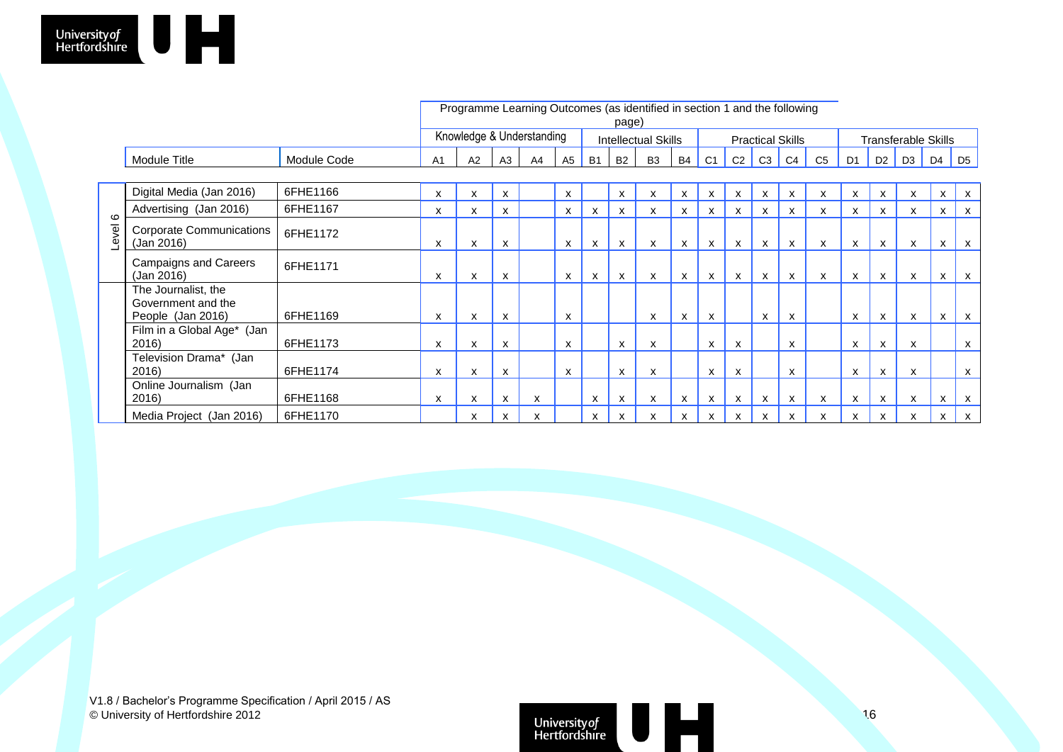| | Module Title | Module Code | Programme Learning Outcomes (as identified in section 1 and the following page) | | | | | | | | | | | | | | | | | | | |
|---|---|---|---|---|---|---|---|---|---|---|---|---|---|---|---|---|---|---|---|---|---|---|
| | | | Knowledge & Understanding | | | | | Intellectual Skills | | | | Practical Skills | | | | | Transferable Skills | | | | | |
| | | | A1 | A2 | A3 | A4 | A5 | B1 | B2 | B3 | B4 | C1 | C2 | C3 | C4 | C5 | D1 | D2 | D3 | D4 | D5 |
| Level 6 | Digital Media (Jan 2016) | 6FHE1166 | x | x | x | | x | | x | x | x | x | x | x | x | x | x | x | x | x | x |
| | Advertising (Jan 2016) | 6FHE1167 | x | x | x | | x | x | x | x | x | x | x | x | x | x | x | x | x | x | x |
| | Corporate Communications (Jan 2016) | 6FHE1172 | x | x | x | | x | x | x | x | x | x | x | x | x | x | x | x | x | x | x |
| | Campaigns and Careers (Jan 2016) | 6FHE1171 | x | x | x | | x | x | x | x | x | x | x | x | x | x | x | x | x | x | x |
| | The Journalist, the Government and the People (Jan 2016) | 6FHE1169 | x | x | x | | x | | | x | x | x | | x | x | | x | x | x | x | x |
| | Film in a Global Age* (Jan 2016) | 6FHE1173 | x | x | x | | x | | x | x | | x | x | | x | | x | x | x | | x |
| | Television Drama* (Jan 2016) | 6FHE1174 | x | x | x | | x | | x | x | | x | x | | x | | x | x | x | | x |
| | Online Journalism (Jan 2016) | 6FHE1168 | x | x | x | x | | x | x | x | x | x | x | x | x | x | x | x | x | x | x |
| | Media Project (Jan 2016) | 6FHE1170 | | x | x | x | | x | x | x | x | x | x | x | x | x | x | x | x | x | x |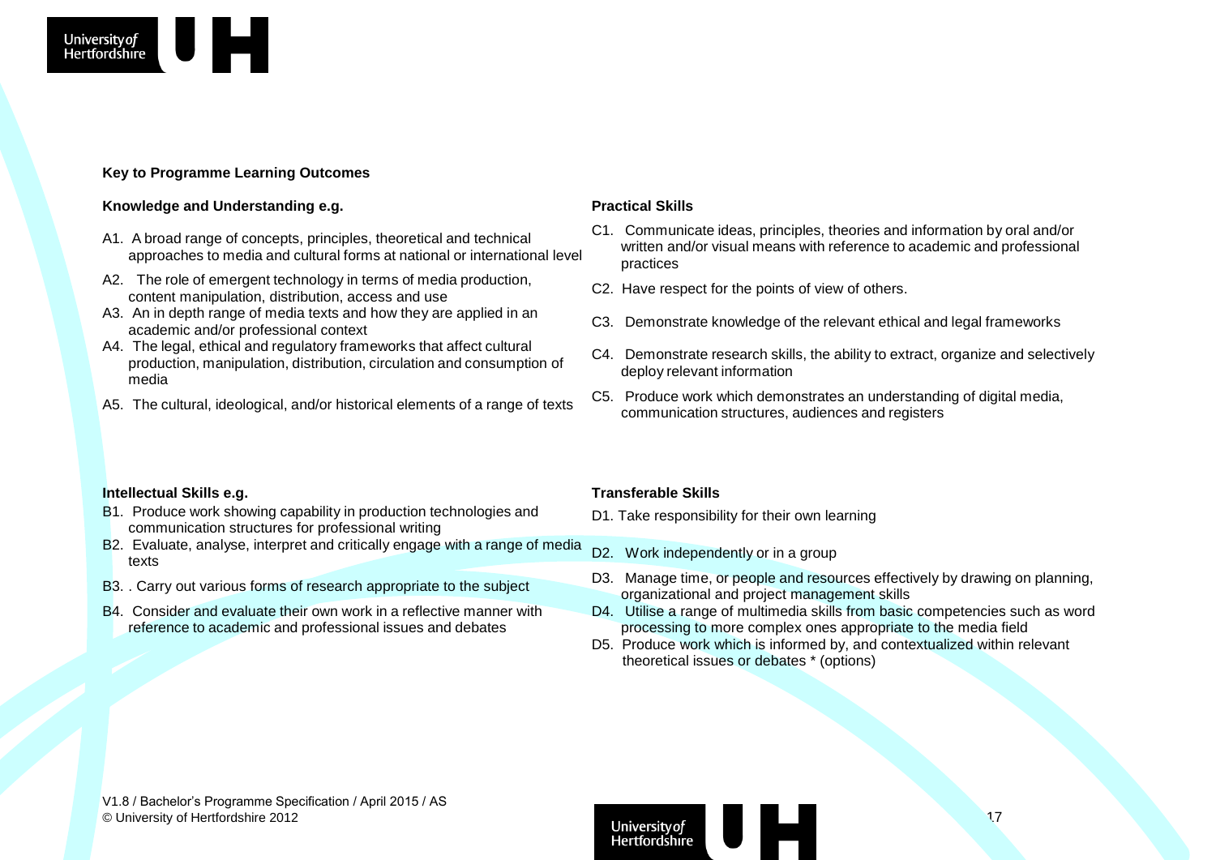**Key to Programme Learning Outcomes**

**Knowledge and Understanding e.g.**

A1. A broad range of concepts, principles, theoretical and technical approaches to media and cultural forms at national or international level

A2. The role of emergent technology in terms of media production, content manipulation, distribution, access and use

A3. An in depth range of media texts and how they are applied in an academic and/or professional context

A4. The legal, ethical and regulatory frameworks that affect cultural production, manipulation, distribution, circulation and consumption of media

A5. The cultural, ideological, and/or historical elements of a range of texts

**Practical Skills**

C1. Communicate ideas, principles, theories and information by oral and/or written and/or visual means with reference to academic and professional practices

C2. Have respect for the points of view of others.

C3. Demonstrate knowledge of the relevant ethical and legal frameworks

C4. Demonstrate research skills, the ability to extract, organize and selectively deploy relevant information

C5. Produce work which demonstrates an understanding of digital media, communication structures, audiences and registers

**Intellectual Skills e.g.**

B1. Produce work showing capability in production technologies and communication structures for professional writing

B2. Evaluate, analyse, interpret and critically engage with a range of media texts

B3. . Carry out various forms of research appropriate to the subject

B4. Consider and evaluate their own work in a reflective manner with reference to academic and professional issues and debates

**Transferable Skills**

D1. Take responsibility for their own learning

D2. Work independently or in a group

D3. Manage time, or people and resources effectively by drawing on planning, organizational and project management skills

D4. Utilise a range of multimedia skills from basic competencies such as word processing to more complex ones appropriate to the media field

D5. Produce work which is informed by, and contextualized within relevant theoretical issues or debates * (options)

V1.8 / Bachelor's Programme Specification / April 2015 / AS
© University of Hertfordshire 2012